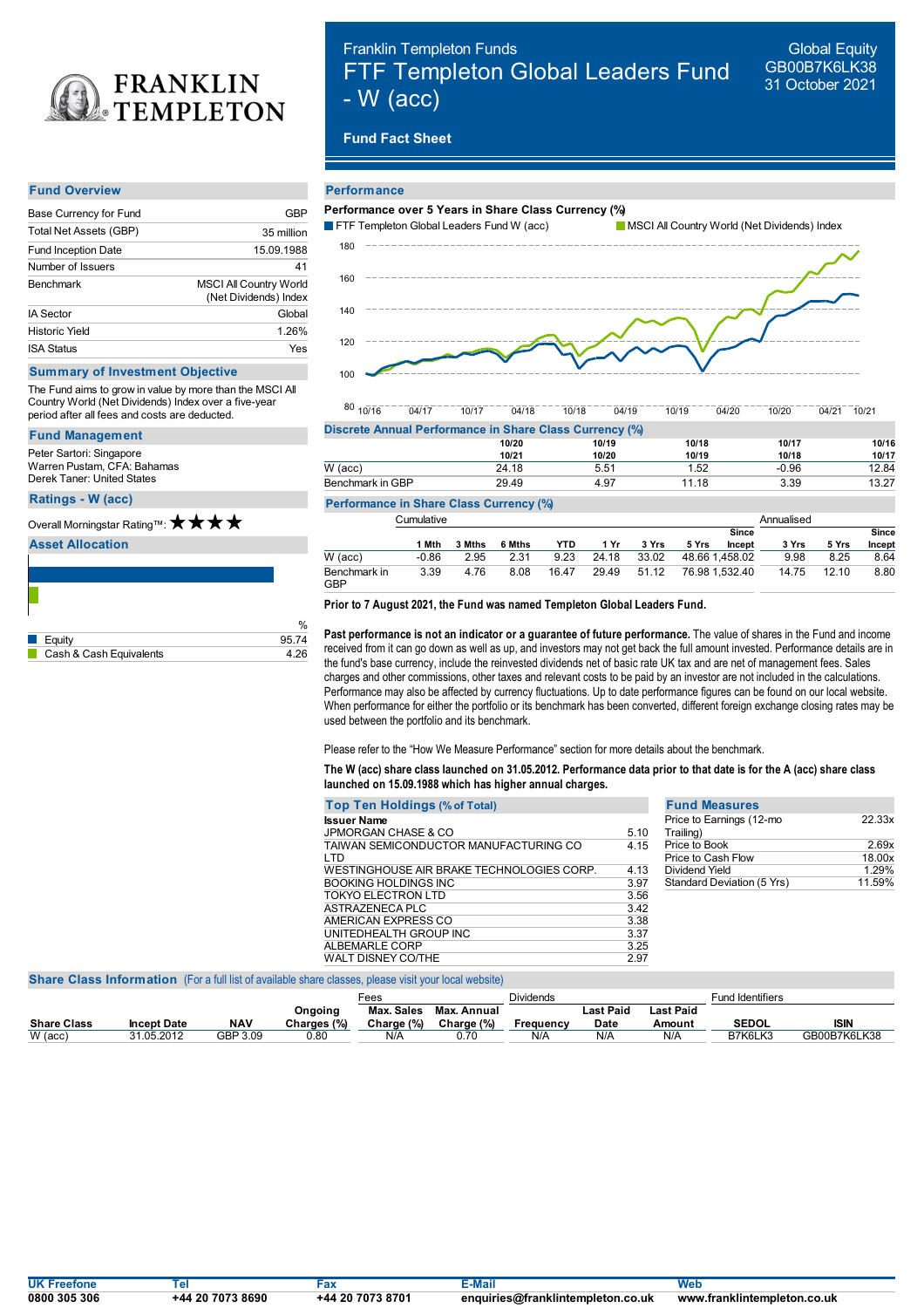# FRANKLIN TEMPLETON

Franklin Templeton Funds

# FTF Templeton Global Leaders Fund - W (acc)

Global Equity
GB00B7K6LK38
31 October 2021

**Fund Fact Sheet**

## Fund Overview

| | |
|---|---|
| Base Currency for Fund | GBP |
| Total Net Assets (GBP) | 35 million |
| Fund Inception Date | 15.09.1988 |
| Number of Issuers | 41 |
| Benchmark | MSCI All Country World (Net Dividends) Index |
| IA Sector | Global |
| Historic Yield | 1.26% |
| ISA Status | Yes |

## Summary of Investment Objective

The Fund aims to grow in value by more than the MSCI All Country World (Net Dividends) Index over a five-year period after all fees and costs are deducted.

## Fund Management

Peter Sartori: Singapore
Warren Pustam, CFA: Bahamas
Derek Taner: United States

## Ratings - W (acc)

Overall Morningstar Rating™: ★★★★

## Asset Allocation

| | % |
|---|---|
| Equity | 95.74 |
| Cash & Cash Equivalents | 4.26 |

## Performance

**Performance over 5 Years in Share Class Currency (%)**

FTF Templeton Global Leaders Fund W (acc) / MSCI All Country World (Net Dividends) Index

**Discrete Annual Performance in Share Class Currency (%)**

| | 10/20 10/21 | 10/19 10/20 | 10/18 10/19 | 10/17 10/18 | 10/16 10/17 |
|---|---|---|---|---|---|
| W (acc) | 24.18 | 5.51 | 1.52 | -0.96 | 12.84 |
| Benchmark in GBP | 29.49 | 4.97 | 11.18 | 3.39 | 13.27 |

**Performance in Share Class Currency (%)**

| | Cumulative | | | | | | | | Annualised | | |
|---|---|---|---|---|---|---|---|---|---|---|---|
| | 1 Mth | 3 Mths | 6 Mths | YTD | 1 Yr | 3 Yrs | 5 Yrs | Since Incept | 3 Yrs | 5 Yrs | Since Incept |
| W (acc) | -0.86 | 2.95 | 2.31 | 9.23 | 24.18 | 33.02 | 48.66 | 1,458.02 | 9.98 | 8.25 | 8.64 |
| Benchmark in GBP | 3.39 | 4.76 | 8.08 | 16.47 | 29.49 | 51.12 | 76.98 | 1,532.40 | 14.75 | 12.10 | 8.80 |

**Prior to 7 August 2021, the Fund was named Templeton Global Leaders Fund.**

**Past performance is not an indicator or a guarantee of future performance.** The value of shares in the Fund and income received from it can go down as well as up, and investors may not get back the full amount invested. Performance details are in the fund's base currency, include the reinvested dividends net of basic rate UK tax and are net of management fees. Sales charges and other commissions, other taxes and relevant costs to be paid by an investor are not included in the calculations. Performance may also be affected by currency fluctuations. Up to date performance figures can be found on our local website. When performance for either the portfolio or its benchmark has been converted, different foreign exchange closing rates may be used between the portfolio and its benchmark.

Please refer to the "How We Measure Performance" section for more details about the benchmark.

**The W (acc) share class launched on 31.05.2012. Performance data prior to that date is for the A (acc) share class launched on 15.09.1988 which has higher annual charges.**

## Top Ten Holdings (% of Total)

| Issuer Name | |
|---|---|
| JPMORGAN CHASE & CO | 5.10 |
| TAIWAN SEMICONDUCTOR MANUFACTURING CO LTD | 4.15 |
| WESTINGHOUSE AIR BRAKE TECHNOLOGIES CORP. | 4.13 |
| BOOKING HOLDINGS INC | 3.97 |
| TOKYO ELECTRON LTD | 3.56 |
| ASTRAZENECA PLC | 3.42 |
| AMERICAN EXPRESS CO | 3.38 |
| UNITEDHEALTH GROUP INC | 3.37 |
| ALBEMARLE CORP | 3.25 |
| WALT DISNEY CO/THE | 2.97 |

## Fund Measures

| | |
|---|---|
| Price to Earnings (12-mo Trailing) | 22.33x |
| Price to Book | 2.69x |
| Price to Cash Flow | 18.00x |
| Dividend Yield | 1.29% |
| Standard Deviation (5 Yrs) | 11.59% |

## Share Class Information (For a full list of available share classes, please visit your local website)

| | | | | Fees | | Dividends | | | Fund Identifiers | |
|---|---|---|---|---|---|---|---|---|---|---|
| Share Class | Incept Date | NAV | Ongoing Charges (%) | Max. Sales Charge (%) | Max. Annual Charge (%) | Frequency | Last Paid Date | Last Paid Amount | SEDOL | ISIN |
| W (acc) | 31.05.2012 | GBP 3.09 | 0.80 | N/A | 0.70 | N/A | N/A | N/A | B7K6LK3 | GB00B7K6LK38 |

| UK Freefone | Tel | Fax | E-Mail | Web |
|---|---|---|---|---|
| 0800 305 306 | +44 20 7073 8690 | +44 20 7073 8701 | enquiries@franklintempleton.co.uk | www.franklintempleton.co.uk |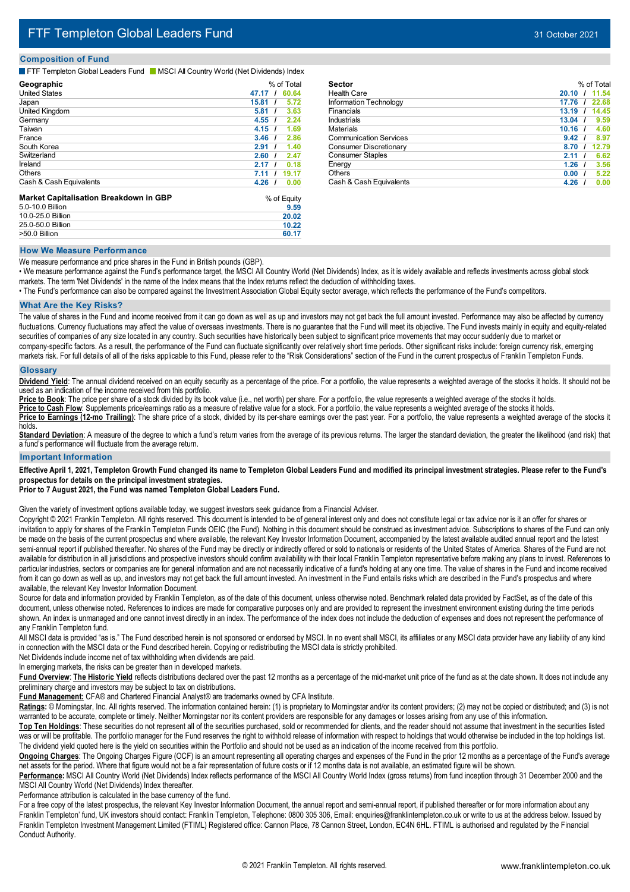# FTF Templeton Global Leaders Fund

31 October 2021

## Composition of Fund

FTF Templeton Global Leaders Fund / MSCI All Country World (Net Dividends) Index

| Geographic | % of Total |
|---|---|
| United States | 47.17 / 60.64 |
| Japan | 15.81 / 5.72 |
| United Kingdom | 5.81 / 3.63 |
| Germany | 4.55 / 2.24 |
| Taiwan | 4.15 / 1.69 |
| France | 3.46 / 2.86 |
| South Korea | 2.91 / 1.40 |
| Switzerland | 2.60 / 2.47 |
| Ireland | 2.17 / 0.18 |
| Others | 7.11 / 19.17 |
| Cash & Cash Equivalents | 4.26 / 0.00 |

| Market Capitalisation Breakdown in GBP | % of Equity |
|---|---|
| 5.0-10.0 Billion | 9.59 |
| 10.0-25.0 Billion | 20.02 |
| 25.0-50.0 Billion | 10.22 |
| >50.0 Billion | 60.17 |

| Sector | % of Total |
|---|---|
| Health Care | 20.10 / 11.54 |
| Information Technology | 17.76 / 22.68 |
| Financials | 13.19 / 14.45 |
| Industrials | 13.04 / 9.59 |
| Materials | 10.16 / 4.60 |
| Communication Services | 9.42 / 8.97 |
| Consumer Discretionary | 8.70 / 12.79 |
| Consumer Staples | 2.11 / 6.62 |
| Energy | 1.26 / 3.56 |
| Others | 0.00 / 5.22 |
| Cash & Cash Equivalents | 4.26 / 0.00 |

## How We Measure Performance

We measure performance and price shares in the Fund in British pounds (GBP).

- We measure performance against the Fund's performance target, the MSCI All Country World (Net Dividends) Index, as it is widely available and reflects investments across global stock markets. The term 'Net Dividends' in the name of the Index means that the Index returns reflect the deduction of withholding taxes.
- The Fund's performance can also be compared against the Investment Association Global Equity sector average, which reflects the performance of the Fund's competitors.

## What Are the Key Risks?

The value of shares in the Fund and income received from it can go down as well as up and investors may not get back the full amount invested. Performance may also be affected by currency fluctuations. Currency fluctuations may affect the value of overseas investments. There is no guarantee that the Fund will meet its objective. The Fund invests mainly in equity and equity-related securities of companies of any size located in any country. Such securities have historically been subject to significant price movements that may occur suddenly due to market or company-specific factors. As a result, the performance of the Fund can fluctuate significantly over relatively short time periods. Other significant risks include: foreign currency risk, emerging markets risk. For full details of all of the risks applicable to this Fund, please refer to the "Risk Considerations" section of the Fund in the current prospectus of Franklin Templeton Funds.

## Glossary

**Dividend Yield**: The annual dividend received on an equity security as a percentage of the price. For a portfolio, the value represents a weighted average of the stocks it holds. It should not be used as an indication of the income received from this portfolio.

**Price to Book**: The price per share of a stock divided by its book value (i.e., net worth) per share. For a portfolio, the value represents a weighted average of the stocks it holds.

**Price to Cash Flow**: Supplements price/earnings ratio as a measure of relative value for a stock. For a portfolio, the value represents a weighted average of the stocks it holds.

**Price to Earnings (12-mo Trailing)**: The share price of a stock, divided by its per-share earnings over the past year. For a portfolio, the value represents a weighted average of the stocks it holds.

**Standard Deviation**: A measure of the degree to which a fund's return varies from the average of its previous returns. The larger the standard deviation, the greater the likelihood (and risk) that a fund's performance will fluctuate from the average return.

## Important Information

**Effective April 1, 2021, Templeton Growth Fund changed its name to Templeton Global Leaders Fund and modified its principal investment strategies. Please refer to the Fund's prospectus for details on the principal investment strategies.**

**Prior to 7 August 2021, the Fund was named Templeton Global Leaders Fund.**

Given the variety of investment options available today, we suggest investors seek guidance from a Financial Adviser.

Copyright © 2021 Franklin Templeton. All rights reserved. This document is intended to be of general interest only and does not constitute legal or tax advice nor is it an offer for shares or invitation to apply for shares of the Franklin Templeton Funds OEIC (the Fund). Nothing in this document should be construed as investment advice. Subscriptions to shares of the Fund can only be made on the basis of the current prospectus and where available, the relevant Key Investor Information Document, accompanied by the latest available audited annual report and the latest semi-annual report if published thereafter. No shares of the Fund may be directly or indirectly offered or sold to nationals or residents of the United States of America. Shares of the Fund are not available for distribution in all jurisdictions and prospective investors should confirm availability with their local Franklin Templeton representative before making any plans to invest. References to particular industries, sectors or companies are for general information and are not necessarily indicative of a fund's holding at any one time. The value of shares in the Fund and income received from it can go down as well as up, and investors may not get back the full amount invested. An investment in the Fund entails risks which are described in the Fund's prospectus and where available, the relevant Key Investor Information Document.

Source for data and information provided by Franklin Templeton, as of the date of this document, unless otherwise noted. Benchmark related data provided by FactSet, as of the date of this document, unless otherwise noted. References to indices are made for comparative purposes only and are provided to represent the investment environment existing during the time periods shown. An index is unmanaged and one cannot invest directly in an index. The performance of the index does not include the deduction of expenses and does not represent the performance of any Franklin Templeton fund.

All MSCI data is provided "as is." The Fund described herein is not sponsored or endorsed by MSCI. In no event shall MSCI, its affiliates or any MSCI data provider have any liability of any kind in connection with the MSCI data or the Fund described herein. Copying or redistributing the MSCI data is strictly prohibited.

Net Dividends include income net of tax withholding when dividends are paid.

In emerging markets, the risks can be greater than in developed markets.

**Fund Overview**: **The Historic Yield** reflects distributions declared over the past 12 months as a percentage of the mid-market unit price of the fund as at the date shown. It does not include any preliminary charge and investors may be subject to tax on distributions.

**Fund Management:** CFA® and Chartered Financial Analyst® are trademarks owned by CFA Institute.

**Ratings:** © Morningstar, Inc. All rights reserved. The information contained herein: (1) is proprietary to Morningstar and/or its content providers; (2) may not be copied or distributed; and (3) is not warranted to be accurate, complete or timely. Neither Morningstar nor its content providers are responsible for any damages or losses arising from any use of this information.

**Top Ten Holdings**: These securities do not represent all of the securities purchased, sold or recommended for clients, and the reader should not assume that investment in the securities listed was or will be profitable. The portfolio manager for the Fund reserves the right to withhold release of information with respect to holdings that would otherwise be included in the top holdings list. The dividend yield quoted here is the yield on securities within the Portfolio and should not be used as an indication of the income received from this portfolio.

**Ongoing Charges**: The Ongoing Charges Figure (OCF) is an amount representing all operating charges and expenses of the Fund in the prior 12 months as a percentage of the Fund's average net assets for the period. Where that figure would not be a fair representation of future costs or if 12 months data is not available, an estimated figure will be shown.

**Performance:** MSCI All Country World (Net Dividends) Index reflects performance of the MSCI All Country World Index (gross returns) from fund inception through 31 December 2000 and the MSCI All Country World (Net Dividends) Index thereafter.

Performance attribution is calculated in the base currency of the fund.

For a free copy of the latest prospectus, the relevant Key Investor Information Document, the annual report and semi-annual report, if published thereafter or for more information about any Franklin Templeton' fund, UK investors should contact: Franklin Templeton, Telephone: 0800 305 306, Email: enquiries@franklintempleton.co.uk or write to us at the address below. Issued by Franklin Templeton Investment Management Limited (FTIML) Registered office: Cannon Place, 78 Cannon Street, London, EC4N 6HL. FTIML is authorised and regulated by the Financial Conduct Authority.

© 2021 Franklin Templeton. All rights reserved.

www.franklintempleton.co.uk